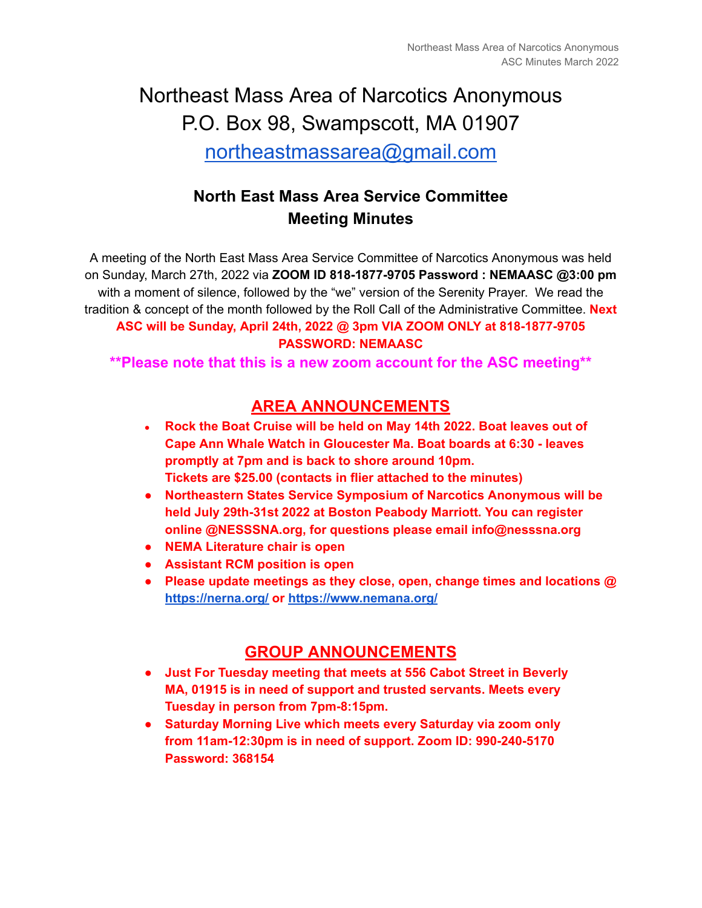# Northeast Mass Area of Narcotics Anonymous
# P.O. Box 98, Swampscott, MA 01907
# [northeastmassarea@gmail.com](mailto:northeastmassarea@gmail.com)

## North East Mass Area Service Committee
## Meeting Minutes

A meeting of the North East Mass Area Service Committee of Narcotics Anonymous was held on Sunday, March 27th, 2022 via **ZOOM ID 818-1877-9705 Password : NEMAASC @3:00 pm** with a moment of silence, followed by the "we" version of the Serenity Prayer. We read the tradition & concept of the month followed by the Roll Call of the Administrative Committee. **Next ASC will be Sunday, April 24th, 2022 @ 3pm VIA ZOOM ONLY at 818-1877-9705 PASSWORD: NEMAASC**

**\*\*Please note that this is a new zoom account for the ASC meeting\*\***

## AREA ANNOUNCEMENTS

- **Rock the Boat Cruise will be held on May 14th 2022. Boat leaves out of Cape Ann Whale Watch in Gloucester Ma. Boat boards at 6:30 - leaves promptly at 7pm and is back to shore around 10pm.**
  **Tickets are $25.00 (contacts in flier attached to the minutes)**
- **Northeastern States Service Symposium of Narcotics Anonymous will be held July 29th-31st 2022 at Boston Peabody Marriott. You can register online @NESSSNA.org, for questions please email info@nesssna.org**
- **NEMA Literature chair is open**
- **Assistant RCM position is open**
- **Please update meetings as they close, open, change times and locations @ [https://nerna.org/](https://nerna.org/) or [https://www.nemana.org/](https://www.nemana.org/)**

## GROUP ANNOUNCEMENTS

- **Just For Tuesday meeting that meets at 556 Cabot Street in Beverly MA, 01915 is in need of support and trusted servants. Meets every Tuesday in person from 7pm-8:15pm.**
- **Saturday Morning Live which meets every Saturday via zoom only from 11am-12:30pm is in need of support. Zoom ID: 990-240-5170 Password: 368154**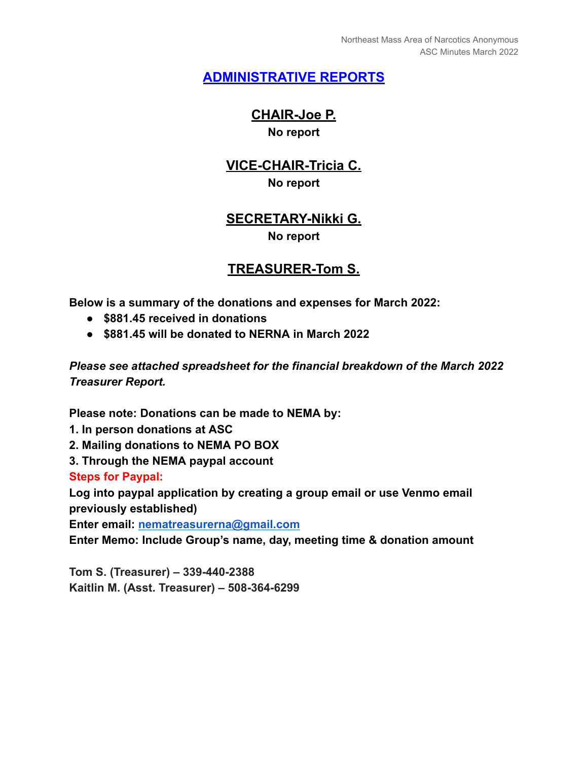## [ADMINISTRATIVE REPORTS]()

### CHAIR-Joe P.

**No report**

### VICE-CHAIR-Tricia C.

**No report**

### SECRETARY-Nikki G.

**No report**

### TREASURER-Tom S.

**Below is a summary of the donations and expenses for March 2022:**

- **$881.45 received in donations**
- **$881.45 will be donated to NERNA in March 2022**

***Please see attached spreadsheet for the financial breakdown of the March 2022 Treasurer Report.***

**Please note: Donations can be made to NEMA by:**

**1. In person donations at ASC**
**2. Mailing donations to NEMA PO BOX**
**3. Through the NEMA paypal account**

**Steps for Paypal:**

**Log into paypal application by creating a group email or use Venmo email previously established)**
**Enter email: [nematreasurerna@gmail.com](mailto:nematreasurerna@gmail.com)**
**Enter Memo: Include Group's name, day, meeting time & donation amount**

**Tom S. (Treasurer) – 339-440-2388**
**Kaitlin M. (Asst. Treasurer) – 508-364-6299**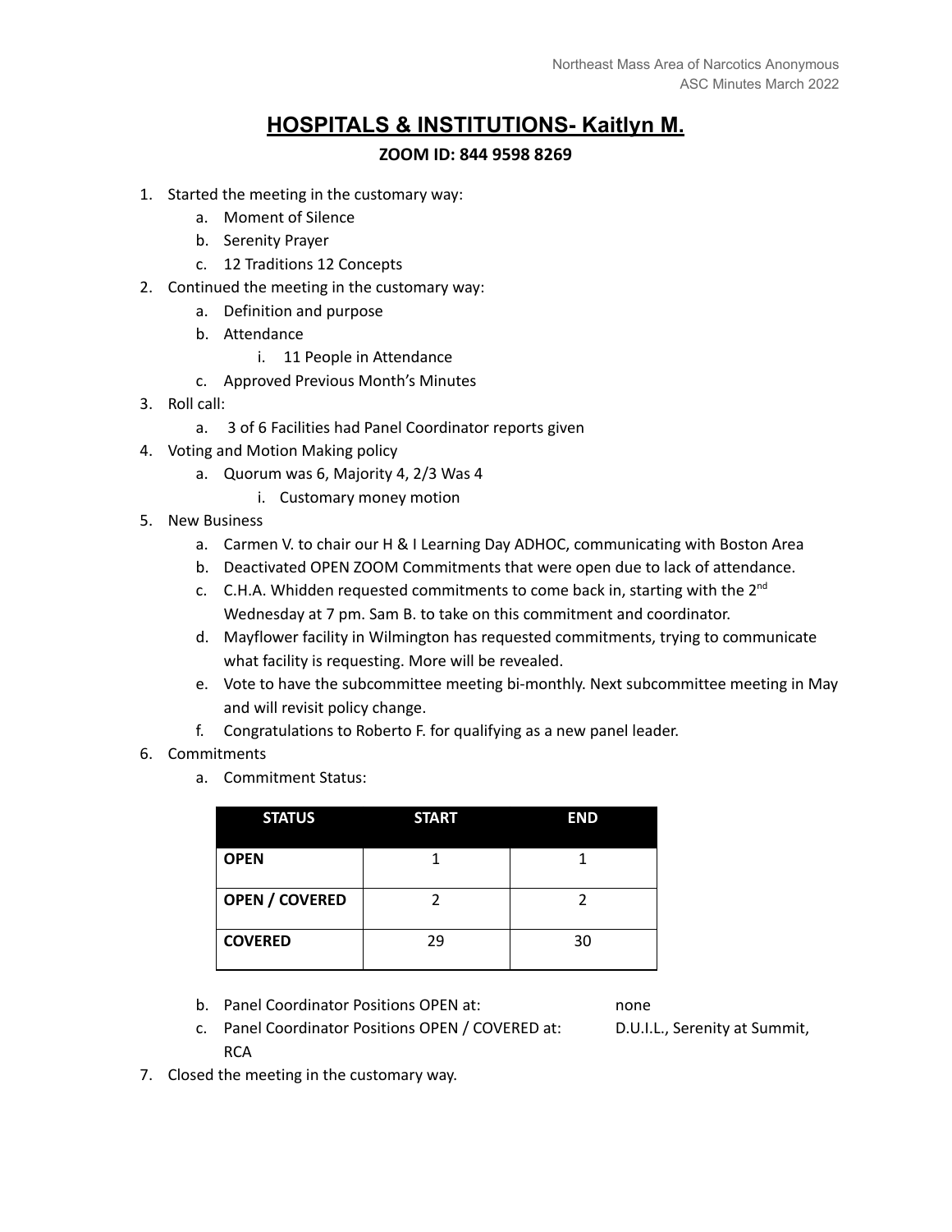# HOSPITALS & INSTITUTIONS- Kaitlyn M.

**ZOOM ID: 844 9598 8269**

1. Started the meeting in the customary way:
   a. Moment of Silence
   b. Serenity Prayer
   c. 12 Traditions 12 Concepts
2. Continued the meeting in the customary way:
   a. Definition and purpose
   b. Attendance
      i. 11 People in Attendance
   c. Approved Previous Month's Minutes
3. Roll call:
   a. 3 of 6 Facilities had Panel Coordinator reports given
4. Voting and Motion Making policy
   a. Quorum was 6, Majority 4, 2/3 Was 4
      i. Customary money motion
5. New Business
   a. Carmen V. to chair our H & I Learning Day ADHOC, communicating with Boston Area
   b. Deactivated OPEN ZOOM Commitments that were open due to lack of attendance.
   c. C.H.A. Whidden requested commitments to come back in, starting with the 2nd Wednesday at 7 pm. Sam B. to take on this commitment and coordinator.
   d. Mayflower facility in Wilmington has requested commitments, trying to communicate what facility is requesting. More will be revealed.
   e. Vote to have the subcommittee meeting bi-monthly. Next subcommittee meeting in May and will revisit policy change.
   f. Congratulations to Roberto F. for qualifying as a new panel leader.
6. Commitments
   a. Commitment Status:

| STATUS | START | END |
|---|---|---|
| **OPEN** | 1 | 1 |
| **OPEN / COVERED** | 2 | 2 |
| **COVERED** | 29 | 30 |

   b. Panel Coordinator Positions OPEN at: none
   c. Panel Coordinator Positions OPEN / COVERED at: D.U.I.L., Serenity at Summit, RCA
7. Closed the meeting in the customary way.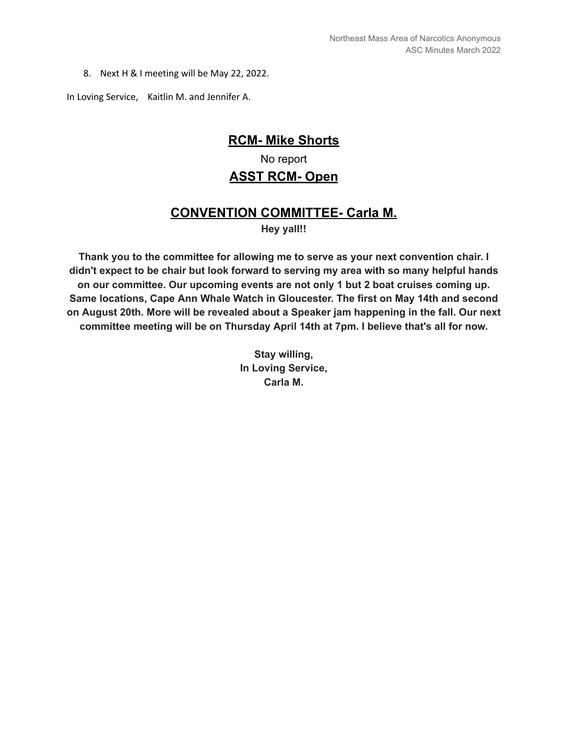8. Next H & I meeting will be May 22, 2022.

In Loving Service, Kaitlin M. and Jennifer A.

## RCM- Mike Shorts

No report

## ASST RCM- Open

## CONVENTION COMMITTEE- Carla M.

**Hey yall!!**

**Thank you to the committee for allowing me to serve as your next convention chair. I didn't expect to be chair but look forward to serving my area with so many helpful hands on our committee. Our upcoming events are not only 1 but 2 boat cruises coming up. Same locations, Cape Ann Whale Watch in Gloucester. The first on May 14th and second on August 20th. More will be revealed about a Speaker jam happening in the fall. Our next committee meeting will be on Thursday April 14th at 7pm. I believe that's all for now.**

**Stay willing,**
**In Loving Service,**
**Carla M.**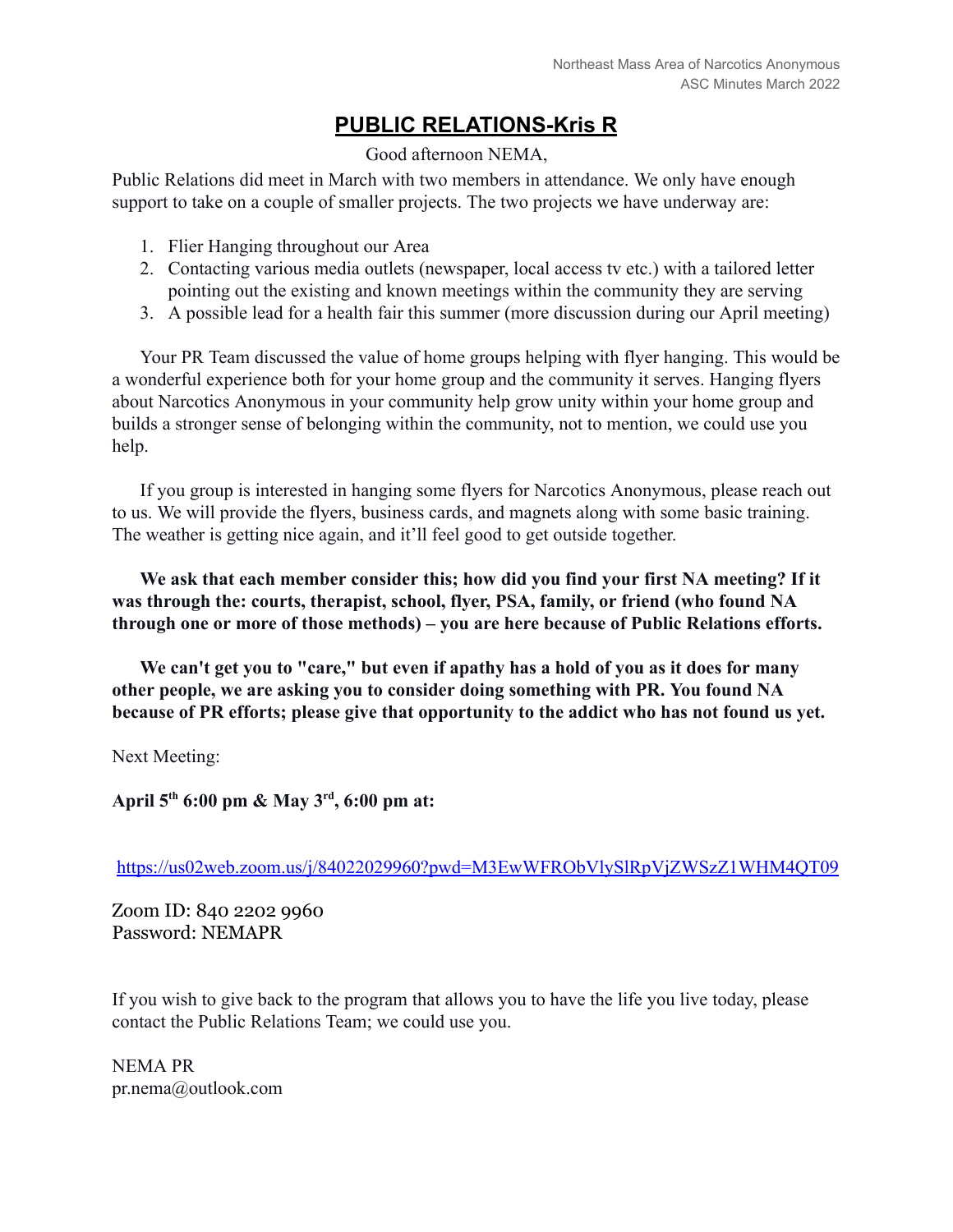# PUBLIC RELATIONS-Kris R

Good afternoon NEMA,

Public Relations did meet in March with two members in attendance. We only have enough support to take on a couple of smaller projects. The two projects we have underway are:

1. Flier Hanging throughout our Area
2. Contacting various media outlets (newspaper, local access tv etc.) with a tailored letter pointing out the existing and known meetings within the community they are serving
3. A possible lead for a health fair this summer (more discussion during our April meeting)

Your PR Team discussed the value of home groups helping with flyer hanging. This would be a wonderful experience both for your home group and the community it serves. Hanging flyers about Narcotics Anonymous in your community help grow unity within your home group and builds a stronger sense of belonging within the community, not to mention, we could use you help.

If you group is interested in hanging some flyers for Narcotics Anonymous, please reach out to us. We will provide the flyers, business cards, and magnets along with some basic training. The weather is getting nice again, and it'll feel good to get outside together.

**We ask that each member consider this; how did you find your first NA meeting? If it was through the: courts, therapist, school, flyer, PSA, family, or friend (who found NA through one or more of those methods) – you are here because of Public Relations efforts.**

**We can't get you to "care," but even if apathy has a hold of you as it does for many other people, we are asking you to consider doing something with PR. You found NA because of PR efforts; please give that opportunity to the addict who has not found us yet.**

Next Meeting:

**April 5th 6:00 pm & May 3rd, 6:00 pm at:**

https://us02web.zoom.us/j/84022029960?pwd=M3EwWFRObVlySlRpVjZWSzZ1WHM4QT09

Zoom ID: 840 2202 9960
Password: NEMAPR

If you wish to give back to the program that allows you to have the life you live today, please contact the Public Relations Team; we could use you.

NEMA PR
pr.nema@outlook.com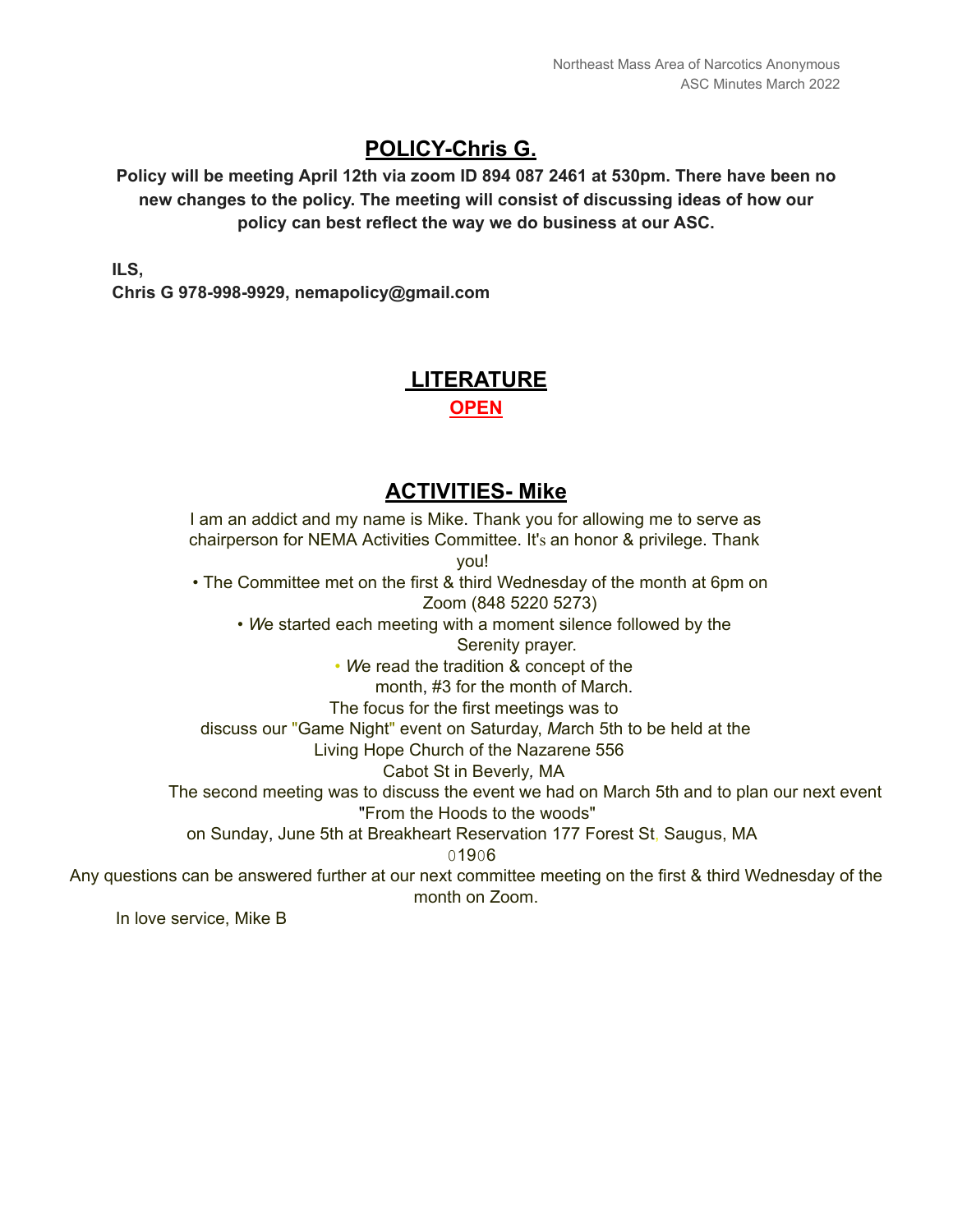## POLICY-Chris G.

**Policy will be meeting April 12th via zoom ID 894 087 2461 at 530pm. There have been no new changes to the policy. The meeting will consist of discussing ideas of how our policy can best reflect the way we do business at our ASC.**

**ILS,**
**Chris G 978-998-9929, nemapolicy@gmail.com**

## LITERATURE

**OPEN**

## ACTIVITIES- Mike

I am an addict and my name is Mike. Thank you for allowing me to serve as chairperson for NEMA Activities Committee. It's an honor & privilege. Thank you!

- The Committee met on the first & third Wednesday of the month at 6pm on Zoom (848 5220 5273)
- *W*e started each meeting with a moment silence followed by the Serenity prayer.
- *W*e read the tradition & concept of the month, #3 for the month of March.

The focus for the first meetings was to discuss our "Game Night" event on Saturday, *M*arch 5th to be held at the Living Hope Church of the Nazarene 556 Cabot St in Beverly*,* MA

The second meeting was to discuss the event we had on March 5th and to plan our next event "From the Hoods to the woods" on Sunday, June 5th at Breakheart Reservation 177 Forest St, Saugus, MA 01906

Any questions can be answered further at our next committee meeting on the first & third Wednesday of the month on Zoom.

In love service, Mike B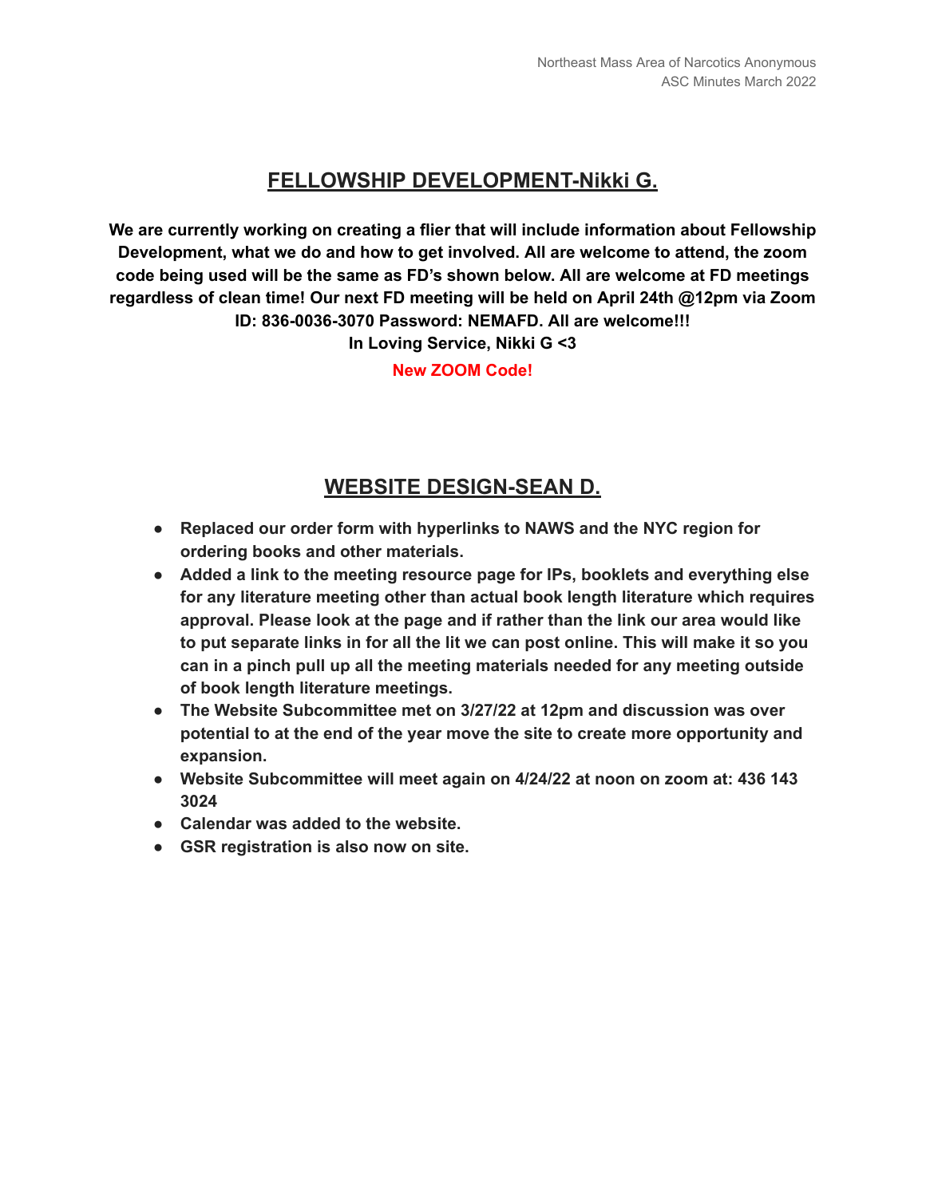## FELLOWSHIP DEVELOPMENT-Nikki G.

**We are currently working on creating a flier that will include information about Fellowship Development, what we do and how to get involved. All are welcome to attend, the zoom code being used will be the same as FD's shown below. All are welcome at FD meetings regardless of clean time! Our next FD meeting will be held on April 24th @12pm via Zoom ID: 836-0036-3070 Password: NEMAFD. All are welcome!!!**

**In Loving Service, Nikki G <3**

**New ZOOM Code!**

## WEBSITE DESIGN-SEAN D.

- **Replaced our order form with hyperlinks to NAWS and the NYC region for ordering books and other materials.**
- **Added a link to the meeting resource page for IPs, booklets and everything else for any literature meeting other than actual book length literature which requires approval. Please look at the page and if rather than the link our area would like to put separate links in for all the lit we can post online. This will make it so you can in a pinch pull up all the meeting materials needed for any meeting outside of book length literature meetings.**
- **The Website Subcommittee met on 3/27/22 at 12pm and discussion was over potential to at the end of the year move the site to create more opportunity and expansion.**
- **Website Subcommittee will meet again on 4/24/22 at noon on zoom at: 436 143 3024**
- **Calendar was added to the website.**
- **GSR registration is also now on site.**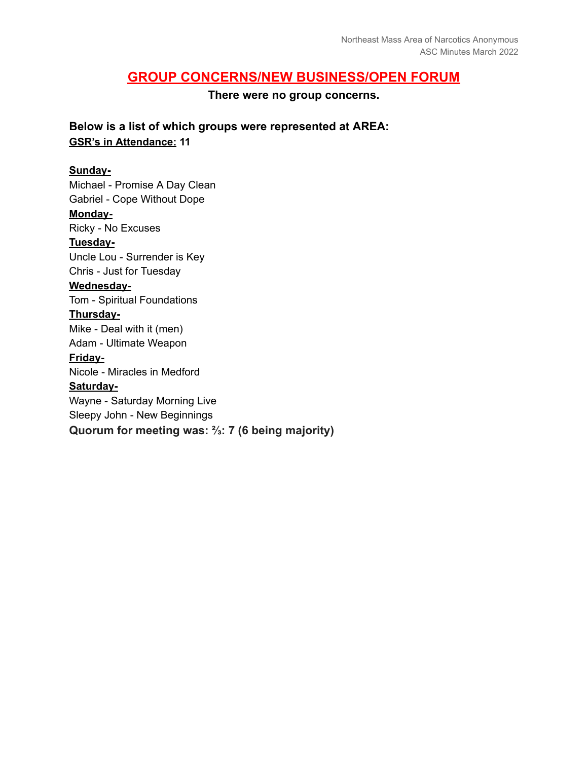## GROUP CONCERNS/NEW BUSINESS/OPEN FORUM

**There were no group concerns.**

**Below is a list of which groups were represented at AREA:**
**GSR's in Attendance: 11**

**Sunday-**
Michael - Promise A Day Clean
Gabriel - Cope Without Dope
**Monday-**
Ricky - No Excuses
**Tuesday-**
Uncle Lou - Surrender is Key
Chris - Just for Tuesday
**Wednesday-**
Tom - Spiritual Foundations
**Thursday-**
Mike - Deal with it (men)
Adam - Ultimate Weapon
**Friday-**
Nicole - Miracles in Medford
**Saturday-**
Wayne - Saturday Morning Live
Sleepy John - New Beginnings
**Quorum for meeting was: ⅔: 7 (6 being majority)**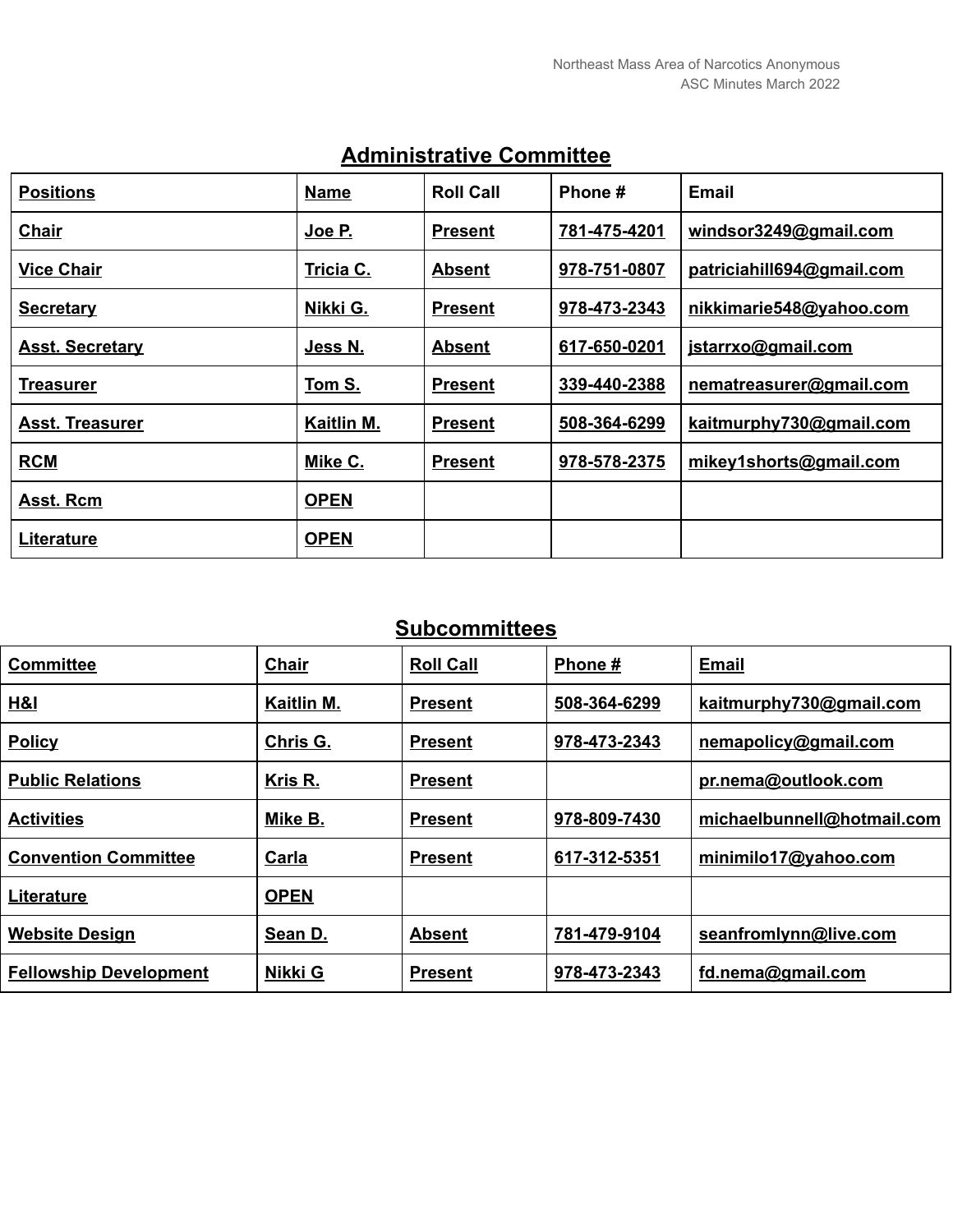## Administrative Committee

| Positions | Name | Roll Call | Phone # | Email |
|---|---|---|---|---|
| Chair | Joe P. | Present | 781-475-4201 | windsor3249@gmail.com |
| Vice Chair | Tricia C. | Absent | 978-751-0807 | patriciahill694@gmail.com |
| Secretary | Nikki G. | Present | 978-473-2343 | nikkimarie548@yahoo.com |
| Asst. Secretary | Jess N. | Absent | 617-650-0201 | jstarrxo@gmail.com |
| Treasurer | Tom S. | Present | 339-440-2388 | nematreasurer@gmail.com |
| Asst. Treasurer | Kaitlin M. | Present | 508-364-6299 | kaitmurphy730@gmail.com |
| RCM | Mike C. | Present | 978-578-2375 | mikey1shorts@gmail.com |
| Asst. Rcm | OPEN | | | |
| Literature | OPEN | | | |

## Subcommittees

| Committee | Chair | Roll Call | Phone # | Email |
|---|---|---|---|---|
| H&I | Kaitlin M. | Present | 508-364-6299 | kaitmurphy730@gmail.com |
| Policy | Chris G. | Present | 978-473-2343 | nemapolicy@gmail.com |
| Public Relations | Kris R. | Present | | pr.nema@outlook.com |
| Activities | Mike B. | Present | 978-809-7430 | michaelbunnell@hotmail.com |
| Convention Committee | Carla | Present | 617-312-5351 | minimilo17@yahoo.com |
| Literature | OPEN | | | |
| Website Design | Sean D. | Absent | 781-479-9104 | seanfromlynn@live.com |
| Fellowship Development | Nikki G | Present | 978-473-2343 | fd.nema@gmail.com |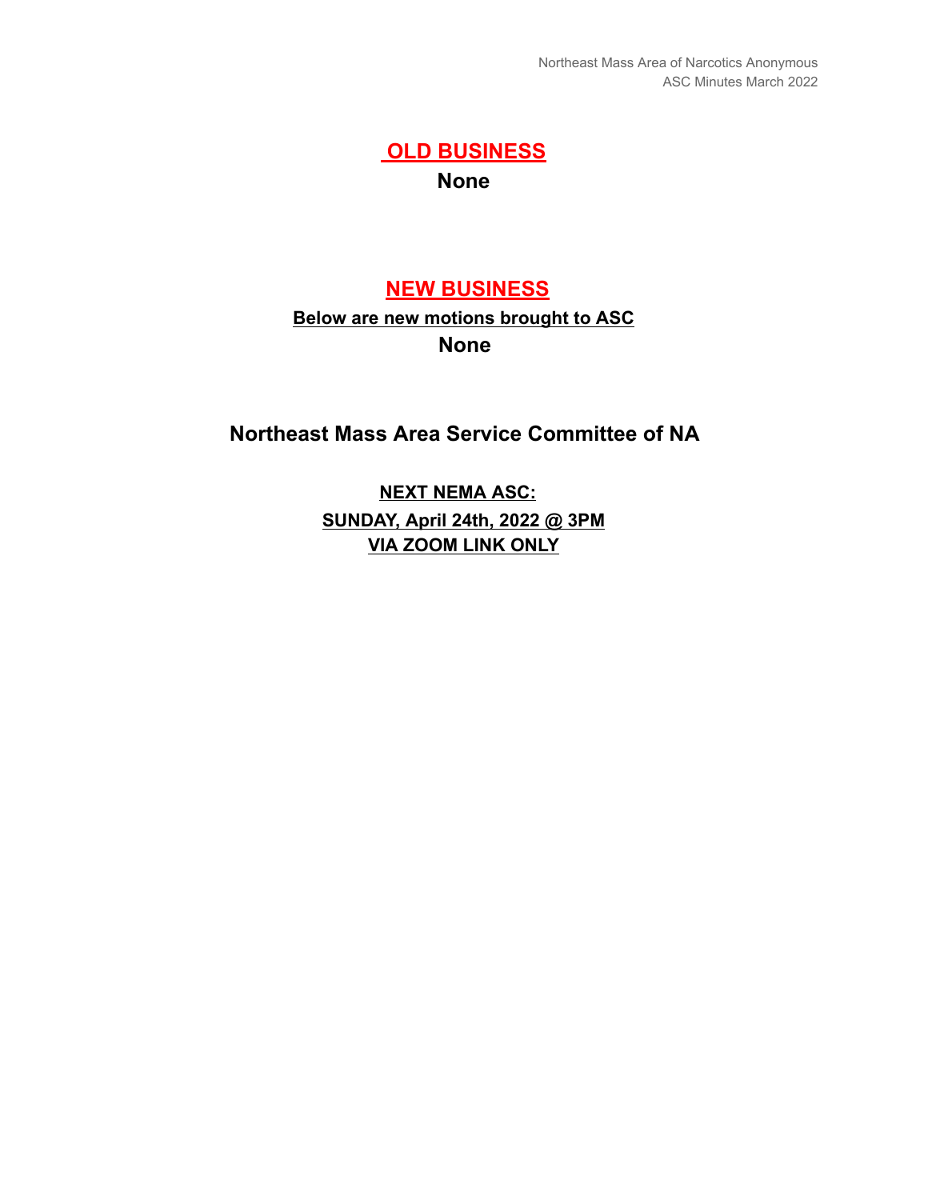## OLD BUSINESS

**None**

## NEW BUSINESS

**Below are new motions brought to ASC**

**None**

## Northeast Mass Area Service Committee of NA

**NEXT NEMA ASC:**

**SUNDAY, April 24th, 2022 @ 3PM**

**VIA ZOOM LINK ONLY**